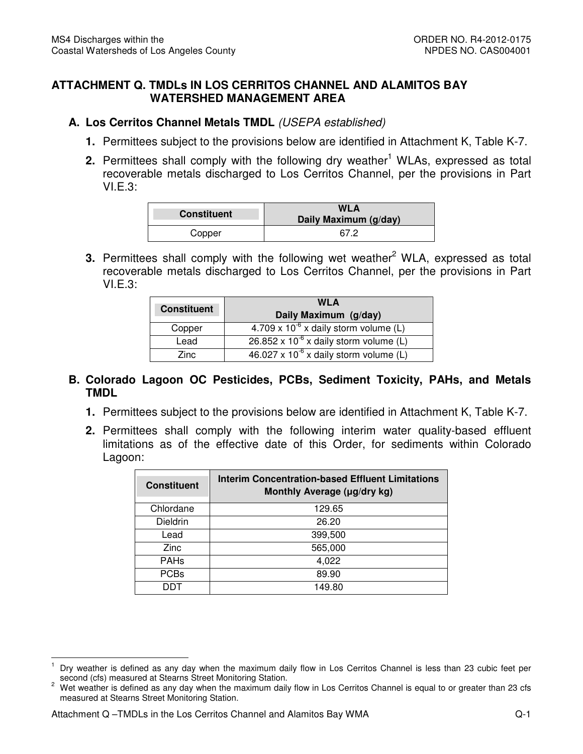# ATTACHMENT Q. TMDLs IN LOS CERRITOS CHANNEL AND ALAMITOS BAY WATERSHED MANAGEMENT AREA

## A. Los Cerritos Channel Metals TMDL *(USEPA established)*

1. Permittees subject to the provisions below are identified in Attachment K, Table K-7.
2. Permittees shall comply with the following dry weather[1] WLAs, expressed as total recoverable metals discharged to Los Cerritos Channel, per the provisions in Part VI.E.3:

| Constituent | WLA Daily Maximum (g/day) |
|---|---|
| Copper | 67.2 |

3. Permittees shall comply with the following wet weather[2] WLA, expressed as total recoverable metals discharged to Los Cerritos Channel, per the provisions in Part VI.E.3:

| Constituent | WLA Daily Maximum (g/day) |
|---|---|
| Copper | $4.709 \times 10^{-6}$ x daily storm volume (L) |
| Lead | $26.852 \times 10^{-6}$ x daily storm volume (L) |
| Zinc | $46.027 \times 10^{-6}$ x daily storm volume (L) |

## B. Colorado Lagoon OC Pesticides, PCBs, Sediment Toxicity, PAHs, and Metals TMDL

1. Permittees subject to the provisions below are identified in Attachment K, Table K-7.
2. Permittees shall comply with the following interim water quality-based effluent limitations as of the effective date of this Order, for sediments within Colorado Lagoon:

| Constituent | Interim Concentration-based Effluent Limitations Monthly Average (µg/dry kg) |
|---|---|
| Chlordane | 129.65 |
| Dieldrin | 26.20 |
| Lead | 399,500 |
| Zinc | 565,000 |
| PAHs | 4,022 |
| PCBs | 89.90 |
| DDT | 149.80 |

[1] Dry weather is defined as any day when the maximum daily flow in Los Cerritos Channel is less than 23 cubic feet per second (cfs) measured at Stearns Street Monitoring Station.

[2] Wet weather is defined as any day when the maximum daily flow in Los Cerritos Channel is equal to or greater than 23 cfs measured at Stearns Street Monitoring Station.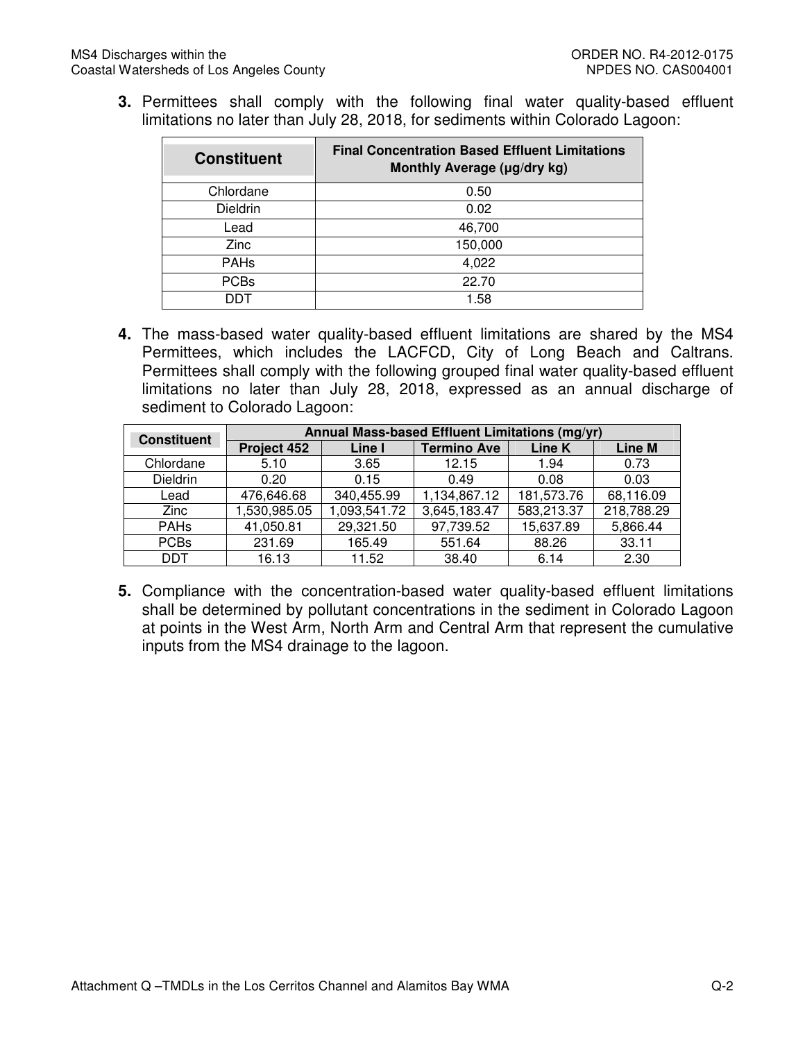3. Permittees shall comply with the following final water quality-based effluent limitations no later than July 28, 2018, for sediments within Colorado Lagoon:

| Constituent | Final Concentration Based Effluent Limitations Monthly Average (μg/dry kg) |
|---|---|
| Chlordane | 0.50 |
| Dieldrin | 0.02 |
| Lead | 46,700 |
| Zinc | 150,000 |
| PAHs | 4,022 |
| PCBs | 22.70 |
| DDT | 1.58 |

4. The mass-based water quality-based effluent limitations are shared by the MS4 Permittees, which includes the LACFCD, City of Long Beach and Caltrans. Permittees shall comply with the following grouped final water quality-based effluent limitations no later than July 28, 2018, expressed as an annual discharge of sediment to Colorado Lagoon:

| Constituent | Annual Mass-based Effluent Limitations (mg/yr) | | | | |
|---|---|---|---|---|---|
| | Project 452 | Line I | Termino Ave | Line K | Line M |
| Chlordane | 5.10 | 3.65 | 12.15 | 1.94 | 0.73 |
| Dieldrin | 0.20 | 0.15 | 0.49 | 0.08 | 0.03 |
| Lead | 476,646.68 | 340,455.99 | 1,134,867.12 | 181,573.76 | 68,116.09 |
| Zinc | 1,530,985.05 | 1,093,541.72 | 3,645,183.47 | 583,213.37 | 218,788.29 |
| PAHs | 41,050.81 | 29,321.50 | 97,739.52 | 15,637.89 | 5,866.44 |
| PCBs | 231.69 | 165.49 | 551.64 | 88.26 | 33.11 |
| DDT | 16.13 | 11.52 | 38.40 | 6.14 | 2.30 |

5. Compliance with the concentration-based water quality-based effluent limitations shall be determined by pollutant concentrations in the sediment in Colorado Lagoon at points in the West Arm, North Arm and Central Arm that represent the cumulative inputs from the MS4 drainage to the lagoon.